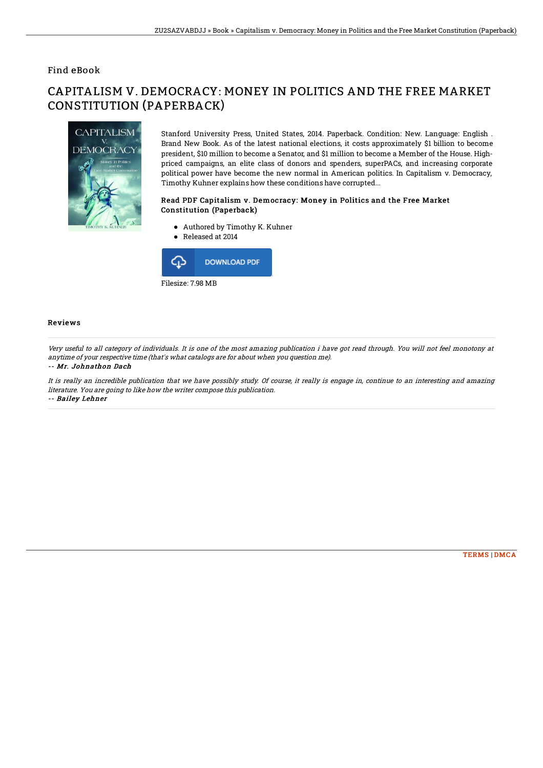Find eBook

# CAPITALISM V. DEMOCRACY: MONEY IN POLITICS AND THE FREE MARKET CONSTITUTION (PAPERBACK)

Stanford University Press, United States, 2014. Paperback. Condition: New. Language: English . Brand New Book. As of the latest national elections, it costs approximately $1 billion to become president, $10 million to become a Senator, and $1 million to become a Member of the House. High-priced campaigns, an elite class of donors and spenders, superPACs, and increasing corporate political power have become the new normal in American politics. In Capitalism v. Democracy, Timothy Kuhner explains how these conditions have corrupted...

### Read PDF Capitalism v. Democracy: Money in Politics and the Free Market Constitution (Paperback)

- Authored by Timothy K. Kuhner
- Released at 2014

DOWNLOAD PDF

Filesize: 7.98 MB

#### Reviews

*Very useful to all category of individuals. It is one of the most amazing publication i have got read through. You will not feel monotony at anytime of your respective time (that's what catalogs are for about when you question me).*

*-- Mr. Johnathon Dach*

*It is really an incredible publication that we have possibly study. Of course, it really is engage in, continue to an interesting and amazing literature. You are going to like how the writer compose this publication.*

*-- Bailey Lehner*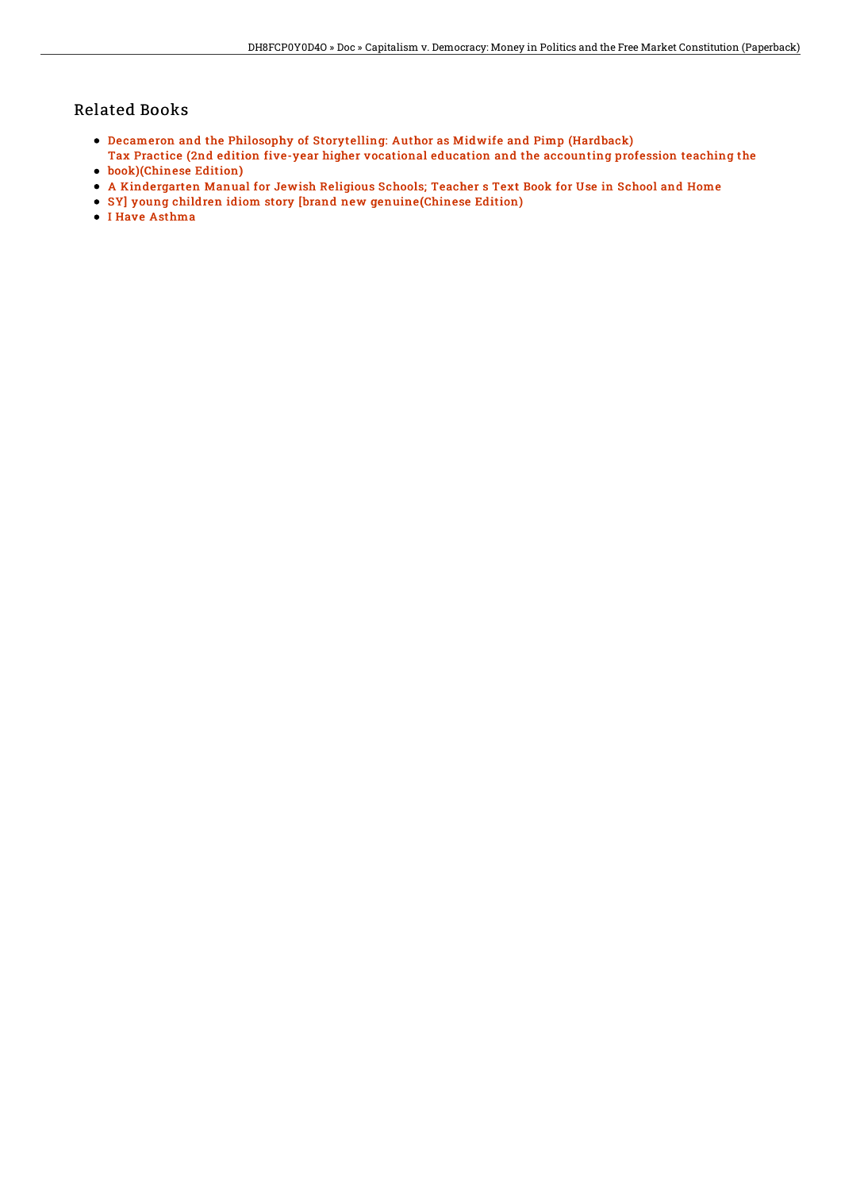## Related Books

- Decameron and the Philosophy of Storytelling: Author as Midwife and Pimp (Hardback)
- Tax Practice (2nd edition five-year higher vocational education and the accounting profession teaching the book)(Chinese Edition)
- A Kindergarten Manual for Jewish Religious Schools; Teacher s Text Book for Use in School and Home
- SY] young children idiom story [brand new genuine(Chinese Edition)
- I Have Asthma